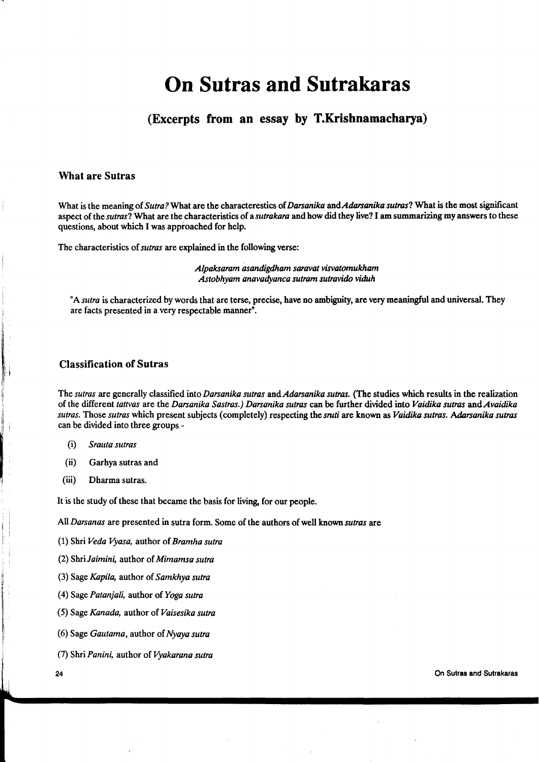# On Sutras and Sutrakaras

## (Excerpts from an essay by T.Krishnamacharya)

### What are Sutras

What is the meaning of *Sutra?* What are the characterestics of *Darsanika* and *Adarsanika sutras*? What is the most significant aspect of the *sutras*? What are the characteristics of a *sutrakara* and how did they live? I am summarizing my answers to these questions, about which I was approached for help.

The characteristics of *sutras* are explained in the following verse:

> *Alpaksaram asandigdham saravat visvatomukham*
> *Astobhyam anavadyanca sutram sutravido viduh*

"A *sutra* is characterized by words that are terse, precise, have no ambiguity, are very meaningful and universal. They are facts presented in a very respectable manner".

### Classification of Sutras

The *sutras* are generally classified into *Darsanika sutras* and *Adarsanika sutras.* (The studies which results in the realization of the different *tattvas* are the *Darsanika Sastras.) Darsanika sutras* can be further divided into *Vaidika sutras* and *Avaidika sutras.* Those *sutras* which present subjects (completely) respecting the *sruti* are known as *Vaidika sutras. Adarsanika sutras* can be divided into three groups -

(i) *Srauta sutras*

(ii) Garhya sutras and

(iii) Dharma sutras.

It is the study of these that became the basis for living, for our people.

All *Darsanas* are presented in sutra form. Some of the authors of well known *sutras* are

(1) Shri *Veda Vyasa,* author of *Bramha sutra*

(2) Shri *Jaimini,* author of *Mimamsa sutra*

(3) Sage *Kapila,* author of *Samkhya sutra*

(4) Sage *Patanjali,* author of *Yoga sutra*

(5) Sage *Kanada,* author of *Vaisesika sutra*

(6) Sage *Gautama*, author of *Nyaya sutra*

(7) Shri *Panini,* author of *Vyakarana sutra*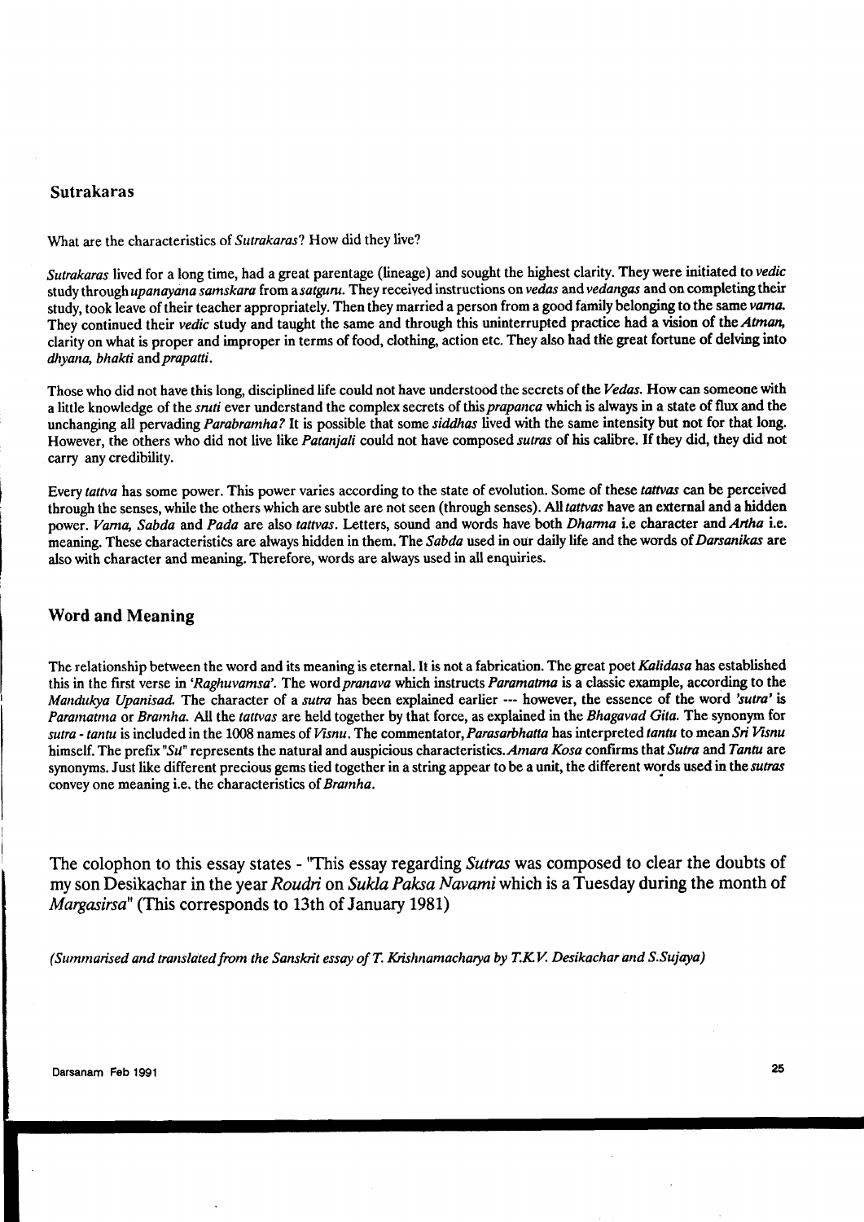## Sutrakaras

What are the characteristics of *Sutrakaras*? How did they live?

*Sutrakaras* lived for a long time, had a great parentage (lineage) and sought the highest clarity. They were initiated to *vedic* study through *upanayana samskara* from a *satguru*. They received instructions on *vedas* and *vedangas* and on completing their study, took leave of their teacher appropriately. Then they married a person from a good family belonging to the same *varna*. They continued their *vedic* study and taught the same and through this uninterrupted practice had a vision of the *Atman*, clarity on what is proper and improper in terms of food, clothing, action etc. They also had the great fortune of delving into *dhyana, bhakti* and *prapatti*.

Those who did not have this long, disciplined life could not have understood the secrets of the *Vedas*. How can someone with a little knowledge of the *sruti* ever understand the complex secrets of this *prapanca* which is always in a state of flux and the unchanging all pervading *Parabramha?* It is possible that some *siddhas* lived with the same intensity but not for that long. However, the others who did not live like *Patanjali* could not have composed *sutras* of his calibre. If they did, they did not carry any credibility.

Every *tattva* has some power. This power varies according to the state of evolution. Some of these *tattvas* can be perceived through the senses, while the others which are subtle are not seen (through senses). All *tattvas* have an external and a hidden power. *Varna, Sabda* and *Pada* are also *tattvas*. Letters, sound and words have both *Dharma* i.e character and *Artha* i.e. meaning. These characteristics are always hidden in them. The *Sabda* used in our daily life and the words of *Darsanikas* are also with character and meaning. Therefore, words are always used in all enquiries.

## Word and Meaning

The relationship between the word and its meaning is eternal. It is not a fabrication. The great poet *Kalidasa* has established this in the first verse in *'Raghuvamsa'*. The word *pranava* which instructs *Paramatma* is a classic example, according to the *Mandukya Upanisad*. The character of a *sutra* has been explained earlier --- however, the essence of the word *'sutra'* is *Paramatma* or *Bramha*. All the *tattvas* are held together by that force, as explained in the *Bhagavad Gita*. The synonym for *sutra - tantu* is included in the 1008 names of *Visnu*. The commentator, *Parasarbhatta* has interpreted *tantu* to mean *Sri Visnu* himself. The prefix "*Su*" represents the natural and auspicious characteristics. *Amara Kosa* confirms that *Sutra* and *Tantu* are synonyms. Just like different precious gems tied together in a string appear to be a unit, the different words used in the *sutras* convey one meaning i.e. the characteristics of *Bramha*.

The colophon to this essay states - "This essay regarding *Sutras* was composed to clear the doubts of my son Desikachar in the year *Roudri* on *Sukla Paksa Navami* which is a Tuesday during the month of *Margasirsa*" (This corresponds to 13th of January 1981)

*(Summarised and translated from the Sanskrit essay of T. Krishnamacharya by T.K.V. Desikachar and S.Sujaya)*